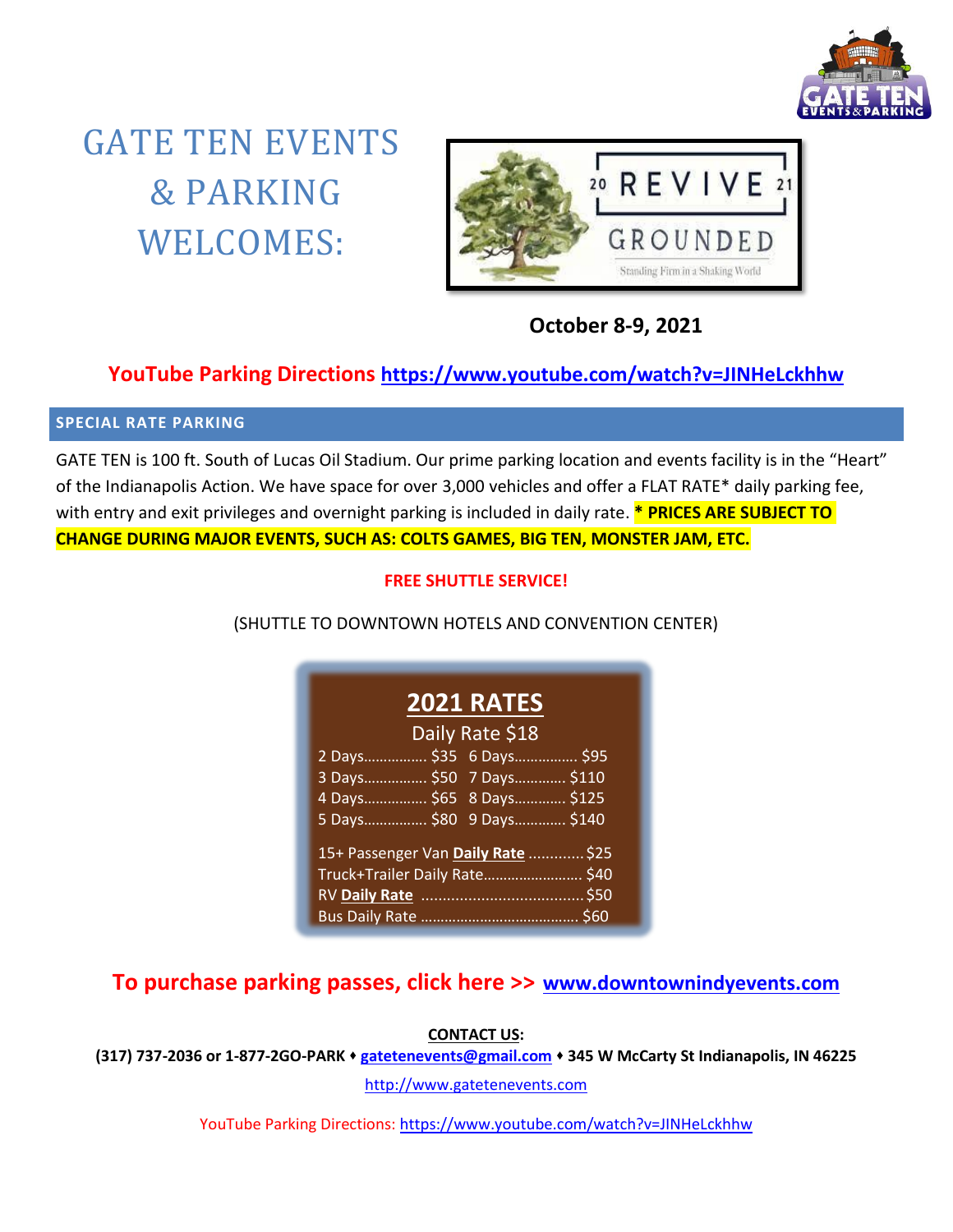# GATE TEN EVENTS & PARKING WELCOMES:

20 REVIVE 21

GROUNDED

Standing Firm in a Shaking World

**October 8-9, 2021**

**YouTube Parking Directions https://www.youtube.com/watch?v=JINHeLckhhw**

## SPECIAL RATE PARKING

GATE TEN is 100 ft. South of Lucas Oil Stadium. Our prime parking location and events facility is in the "Heart" of the Indianapolis Action. We have space for over 3,000 vehicles and offer a FLAT RATE* daily parking fee, with entry and exit privileges and overnight parking is included in daily rate. *** PRICES ARE SUBJECT TO CHANGE DURING MAJOR EVENTS, SUCH AS: COLTS GAMES, BIG TEN, MONSTER JAM, ETC.**

**FREE SHUTTLE SERVICE!**

(SHUTTLE TO DOWNTOWN HOTELS AND CONVENTION CENTER)

### 2021 RATES

Daily Rate $18

| | | | |
|---|---|---|---|
| 2 Days | $35 | 6 Days | $95 |
| 3 Days | $50 | 7 Days | $110 |
| 4 Days | $65 | 8 Days | $125 |
| 5 Days | $80 | 9 Days | $140 |

| | |
|---|---|
| 15+ Passenger Van **Daily Rate** | $25 |
| Truck+Trailer Daily Rate | $40 |
| RV **Daily Rate** | $50 |
| Bus Daily Rate | $60 |

**To purchase parking passes, click here >> www.downtownindyevents.com**

**CONTACT US:**

**(317) 737-2036 or 1-877-2GO-PARK ♦ gatetenevents@gmail.com ♦ 345 W McCarty St Indianapolis, IN 46225**

http://www.gatetenevents.com

YouTube Parking Directions: https://www.youtube.com/watch?v=JINHeLckhhw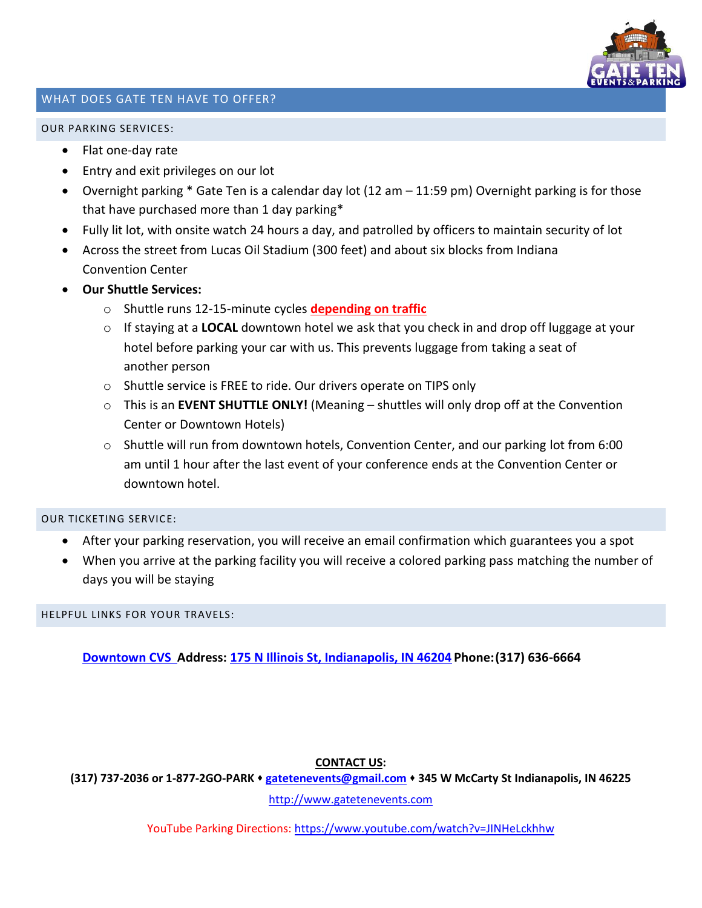## WHAT DOES GATE TEN HAVE TO OFFER?

### OUR PARKING SERVICES:

- Flat one-day rate
- Entry and exit privileges on our lot
- Overnight parking * Gate Ten is a calendar day lot (12 am – 11:59 pm) Overnight parking is for those that have purchased more than 1 day parking*
- Fully lit lot, with onsite watch 24 hours a day, and patrolled by officers to maintain security of lot
- Across the street from Lucas Oil Stadium (300 feet) and about six blocks from Indiana Convention Center
- **Our Shuttle Services:**
  - Shuttle runs 12-15-minute cycles **depending on traffic**
  - If staying at a **LOCAL** downtown hotel we ask that you check in and drop off luggage at your hotel before parking your car with us. This prevents luggage from taking a seat of another person
  - Shuttle service is FREE to ride. Our drivers operate on TIPS only
  - This is an **EVENT SHUTTLE ONLY!** (Meaning – shuttles will only drop off at the Convention Center or Downtown Hotels)
  - Shuttle will run from downtown hotels, Convention Center, and our parking lot from 6:00 am until 1 hour after the last event of your conference ends at the Convention Center or downtown hotel.

### OUR TICKETING SERVICE:

- After your parking reservation, you will receive an email confirmation which guarantees you a spot
- When you arrive at the parking facility you will receive a colored parking pass matching the number of days you will be staying

### HELPFUL LINKS FOR YOUR TRAVELS:

**Downtown CVS Address: 175 N Illinois St, Indianapolis, IN 46204 Phone: (317) 636-6664**

**CONTACT US:**

**(317) 737-2036 or 1-877-2GO-PARK ♦ gatetenevents@gmail.com ♦ 345 W McCarty St Indianapolis, IN 46225**

http://www.gatetenevents.com

YouTube Parking Directions: https://www.youtube.com/watch?v=JINHeLckhhw